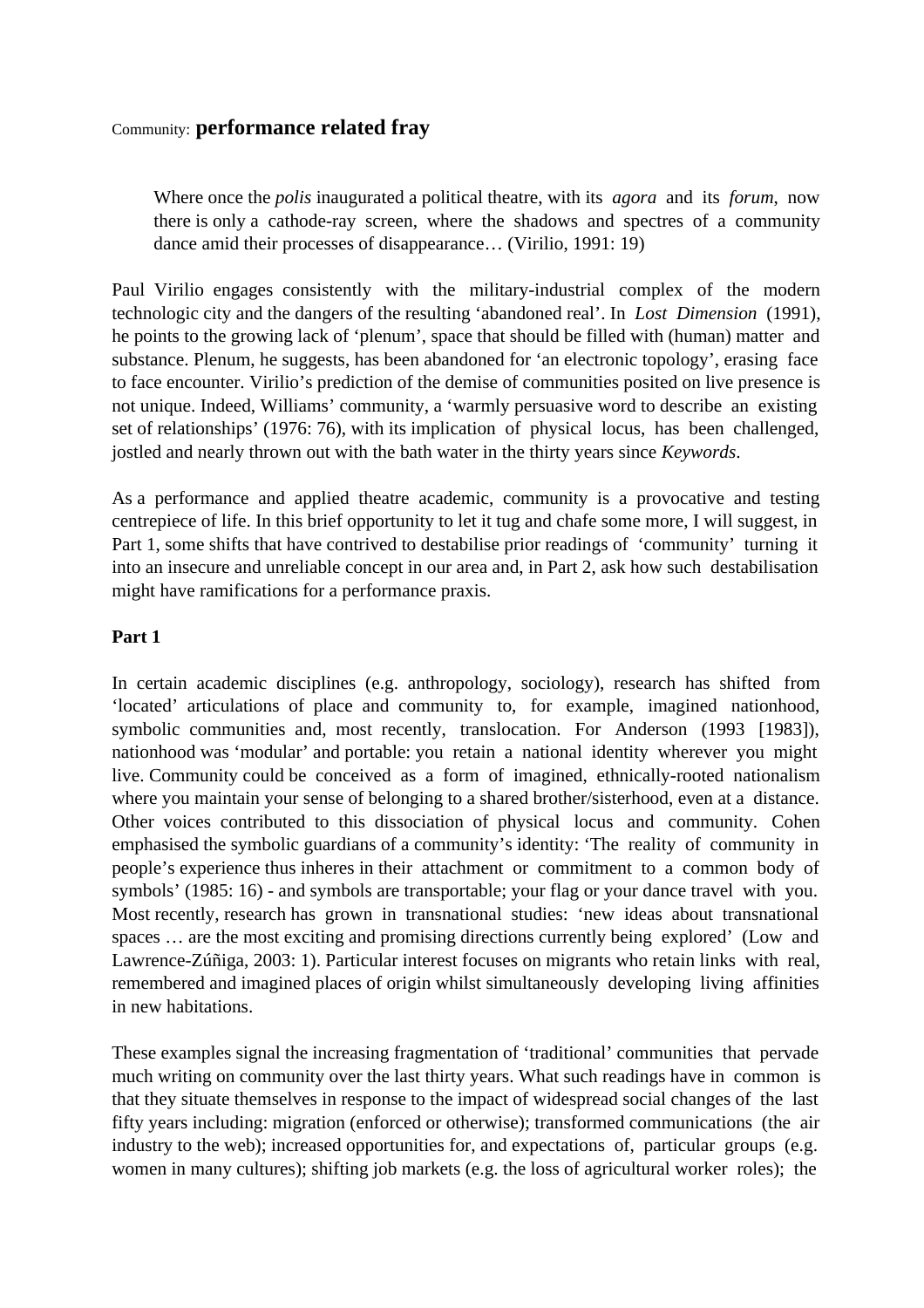Community: **performance related fray**

> Where once the *polis* inaugurated a political theatre, with its *agora* and its *forum*, now there is only a cathode-ray screen, where the shadows and spectres of a community dance amid their processes of disappearance… (Virilio, 1991: 19)

Paul Virilio engages consistently with the military-industrial complex of the modern technologic city and the dangers of the resulting 'abandoned real'. In *Lost Dimension* (1991), he points to the growing lack of 'plenum', space that should be filled with (human) matter and substance. Plenum, he suggests, has been abandoned for 'an electronic topology', erasing face to face encounter. Virilio's prediction of the demise of communities posited on live presence is not unique. Indeed, Williams' community, a 'warmly persuasive word to describe an existing set of relationships' (1976: 76), with its implication of physical locus, has been challenged, jostled and nearly thrown out with the bath water in the thirty years since *Keywords*.

As a performance and applied theatre academic, community is a provocative and testing centrepiece of life. In this brief opportunity to let it tug and chafe some more, I will suggest, in Part 1, some shifts that have contrived to destabilise prior readings of 'community' turning it into an insecure and unreliable concept in our area and, in Part 2, ask how such destabilisation might have ramifications for a performance praxis.

**Part 1**

In certain academic disciplines (e.g. anthropology, sociology), research has shifted from 'located' articulations of place and community to, for example, imagined nationhood, symbolic communities and, most recently, translocation. For Anderson (1993 [1983]), nationhood was 'modular' and portable: you retain a national identity wherever you might live. Community could be conceived as a form of imagined, ethnically-rooted nationalism where you maintain your sense of belonging to a shared brother/sisterhood, even at a distance. Other voices contributed to this dissociation of physical locus and community. Cohen emphasised the symbolic guardians of a community's identity: 'The reality of community in people's experience thus inheres in their attachment or commitment to a common body of symbols' (1985: 16) - and symbols are transportable; your flag or your dance travel with you. Most recently, research has grown in transnational studies: 'new ideas about transnational spaces … are the most exciting and promising directions currently being explored' (Low and Lawrence-Zúñiga, 2003: 1). Particular interest focuses on migrants who retain links with real, remembered and imagined places of origin whilst simultaneously developing living affinities in new habitations.

These examples signal the increasing fragmentation of 'traditional' communities that pervade much writing on community over the last thirty years. What such readings have in common is that they situate themselves in response to the impact of widespread social changes of the last fifty years including: migration (enforced or otherwise); transformed communications (the air industry to the web); increased opportunities for, and expectations of, particular groups (e.g. women in many cultures); shifting job markets (e.g. the loss of agricultural worker roles); the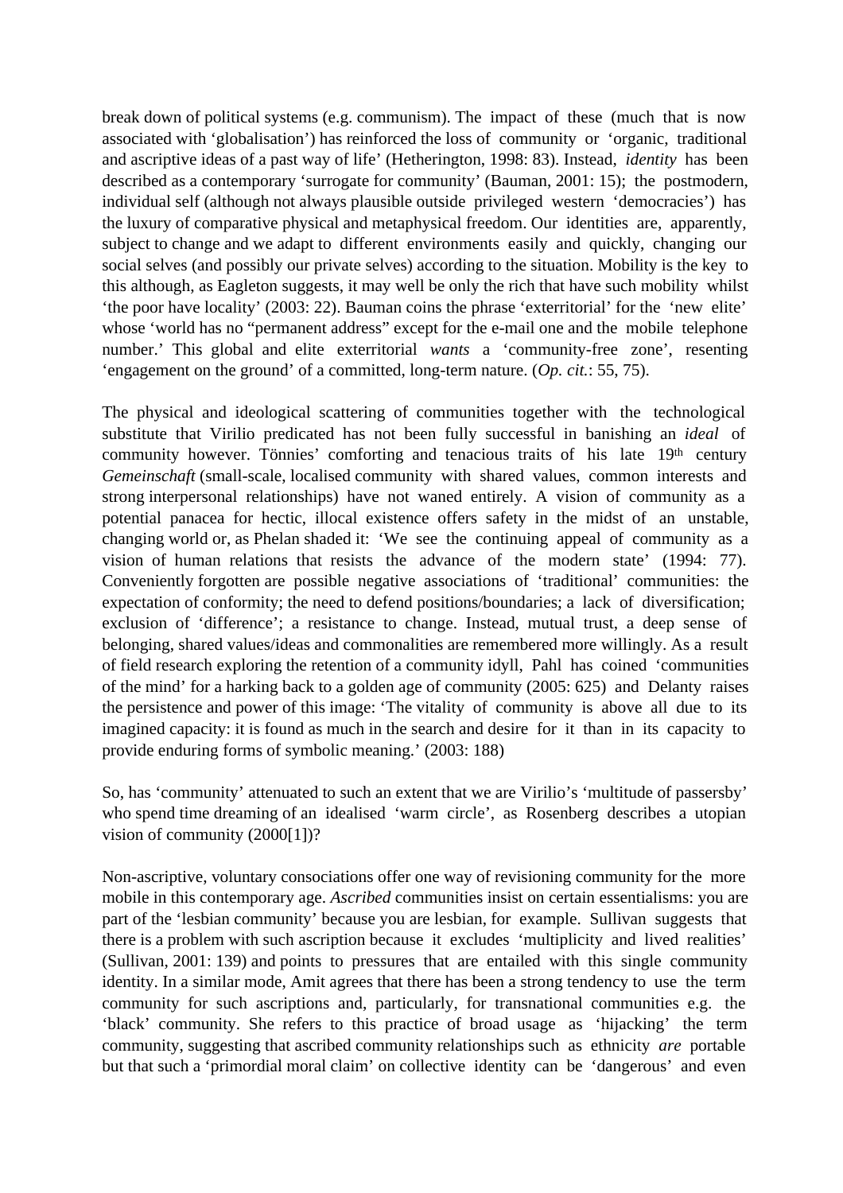break down of political systems (e.g. communism). The impact of these (much that is now associated with 'globalisation') has reinforced the loss of community or 'organic, traditional and ascriptive ideas of a past way of life' (Hetherington, 1998: 83). Instead, *identity* has been described as a contemporary 'surrogate for community' (Bauman, 2001: 15); the postmodern, individual self (although not always plausible outside privileged western 'democracies') has the luxury of comparative physical and metaphysical freedom. Our identities are, apparently, subject to change and we adapt to different environments easily and quickly, changing our social selves (and possibly our private selves) according to the situation. Mobility is the key to this although, as Eagleton suggests, it may well be only the rich that have such mobility whilst 'the poor have locality' (2003: 22). Bauman coins the phrase 'exterritorial' for the 'new elite' whose 'world has no "permanent address" except for the e-mail one and the mobile telephone number.' This global and elite exterritorial *wants* a 'community-free zone', resenting 'engagement on the ground' of a committed, long-term nature. (*Op. cit.*: 55, 75).

The physical and ideological scattering of communities together with the technological substitute that Virilio predicated has not been fully successful in banishing an *ideal* of community however. Tönnies' comforting and tenacious traits of his late 19th century *Gemeinschaft* (small-scale, localised community with shared values, common interests and strong interpersonal relationships) have not waned entirely. A vision of community as a potential panacea for hectic, illocal existence offers safety in the midst of an unstable, changing world or, as Phelan shaded it: 'We see the continuing appeal of community as a vision of human relations that resists the advance of the modern state' (1994: 77). Conveniently forgotten are possible negative associations of 'traditional' communities: the expectation of conformity; the need to defend positions/boundaries; a lack of diversification; exclusion of 'difference'; a resistance to change. Instead, mutual trust, a deep sense of belonging, shared values/ideas and commonalities are remembered more willingly. As a result of field research exploring the retention of a community idyll, Pahl has coined 'communities of the mind' for a harking back to a golden age of community (2005: 625) and Delanty raises the persistence and power of this image: 'The vitality of community is above all due to its imagined capacity: it is found as much in the search and desire for it than in its capacity to provide enduring forms of symbolic meaning.' (2003: 188)

So, has 'community' attenuated to such an extent that we are Virilio's 'multitude of passersby' who spend time dreaming of an idealised 'warm circle', as Rosenberg describes a utopian vision of community (2000[1])?

Non-ascriptive, voluntary consociations offer one way of revisioning community for the more mobile in this contemporary age. *Ascribed* communities insist on certain essentialisms: you are part of the 'lesbian community' because you are lesbian, for example. Sullivan suggests that there is a problem with such ascription because it excludes 'multiplicity and lived realities' (Sullivan, 2001: 139) and points to pressures that are entailed with this single community identity. In a similar mode, Amit agrees that there has been a strong tendency to use the term community for such ascriptions and, particularly, for transnational communities e.g. the 'black' community. She refers to this practice of broad usage as 'hijacking' the term community, suggesting that ascribed community relationships such as ethnicity *are* portable but that such a 'primordial moral claim' on collective identity can be 'dangerous' and even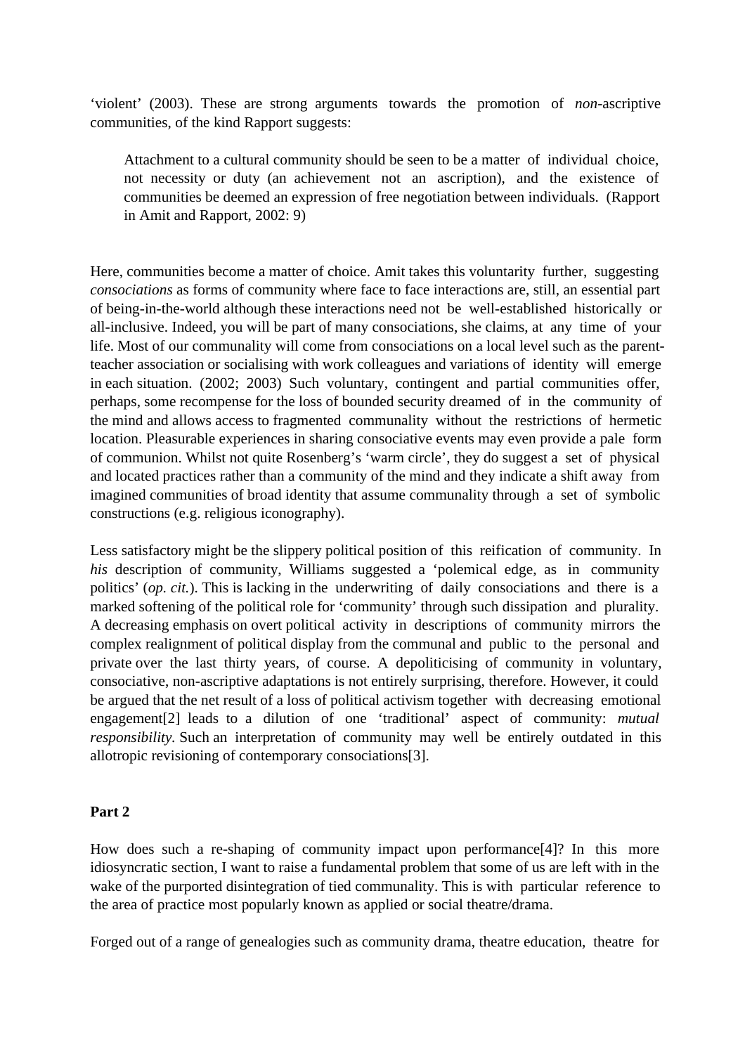'violent' (2003). These are strong arguments towards the promotion of *non*-ascriptive communities, of the kind Rapport suggests:

> Attachment to a cultural community should be seen to be a matter of individual choice, not necessity or duty (an achievement not an ascription), and the existence of communities be deemed an expression of free negotiation between individuals. (Rapport in Amit and Rapport, 2002: 9)

Here, communities become a matter of choice. Amit takes this voluntarity further, suggesting *consociations* as forms of community where face to face interactions are, still, an essential part of being-in-the-world although these interactions need not be well-established historically or all-inclusive. Indeed, you will be part of many consociations, she claims, at any time of your life. Most of our communality will come from consociations on a local level such as the parent-teacher association or socialising with work colleagues and variations of identity will emerge in each situation. (2002; 2003) Such voluntary, contingent and partial communities offer, perhaps, some recompense for the loss of bounded security dreamed of in the community of the mind and allows access to fragmented communality without the restrictions of hermetic location. Pleasurable experiences in sharing consociative events may even provide a pale form of communion. Whilst not quite Rosenberg's 'warm circle', they do suggest a set of physical and located practices rather than a community of the mind and they indicate a shift away from imagined communities of broad identity that assume communality through a set of symbolic constructions (e.g. religious iconography).

Less satisfactory might be the slippery political position of this reification of community. In *his* description of community, Williams suggested a 'polemical edge, as in community politics' (*op. cit.*). This is lacking in the underwriting of daily consociations and there is a marked softening of the political role for 'community' through such dissipation and plurality. A decreasing emphasis on overt political activity in descriptions of community mirrors the complex realignment of political display from the communal and public to the personal and private over the last thirty years, of course. A depoliticising of community in voluntary, consociative, non-ascriptive adaptations is not entirely surprising, therefore. However, it could be argued that the net result of a loss of political activism together with decreasing emotional engagement[2] leads to a dilution of one 'traditional' aspect of community: *mutual responsibility*. Such an interpretation of community may well be entirely outdated in this allotropic revisioning of contemporary consociations[3].

**Part 2**

How does such a re-shaping of community impact upon performance[4]? In this more idiosyncratic section, I want to raise a fundamental problem that some of us are left with in the wake of the purported disintegration of tied communality. This is with particular reference to the area of practice most popularly known as applied or social theatre/drama.

Forged out of a range of genealogies such as community drama, theatre education, theatre for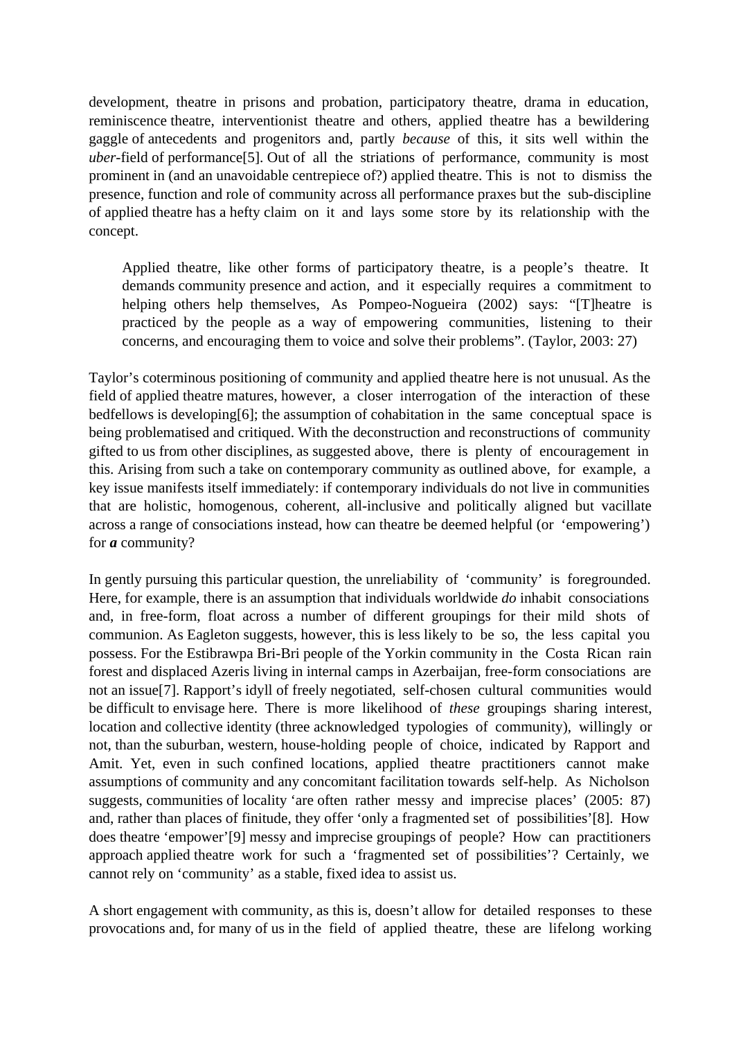development, theatre in prisons and probation, participatory theatre, drama in education, reminiscence theatre, interventionist theatre and others, applied theatre has a bewildering gaggle of antecedents and progenitors and, partly *because* of this, it sits well within the *uber*-field of performance[5]. Out of all the striations of performance, community is most prominent in (and an unavoidable centrepiece of?) applied theatre. This is not to dismiss the presence, function and role of community across all performance praxes but the sub-discipline of applied theatre has a hefty claim on it and lays some store by its relationship with the concept.

> Applied theatre, like other forms of participatory theatre, is a people's theatre. It demands community presence and action, and it especially requires a commitment to helping others help themselves, As Pompeo-Nogueira (2002) says: "[T]heatre is practiced by the people as a way of empowering communities, listening to their concerns, and encouraging them to voice and solve their problems". (Taylor, 2003: 27)

Taylor's coterminous positioning of community and applied theatre here is not unusual. As the field of applied theatre matures, however, a closer interrogation of the interaction of these bedfellows is developing[6]; the assumption of cohabitation in the same conceptual space is being problematised and critiqued. With the deconstruction and reconstructions of community gifted to us from other disciplines, as suggested above, there is plenty of encouragement in this. Arising from such a take on contemporary community as outlined above, for example, a key issue manifests itself immediately: if contemporary individuals do not live in communities that are holistic, homogenous, coherent, all-inclusive and politically aligned but vacillate across a range of consociations instead, how can theatre be deemed helpful (or 'empowering') for ***a*** community?

In gently pursuing this particular question, the unreliability of 'community' is foregrounded. Here, for example, there is an assumption that individuals worldwide *do* inhabit consociations and, in free-form, float across a number of different groupings for their mild shots of communion. As Eagleton suggests, however, this is less likely to be so, the less capital you possess. For the Estibrawpa Bri-Bri people of the Yorkin community in the Costa Rican rain forest and displaced Azeris living in internal camps in Azerbaijan, free-form consociations are not an issue[7]. Rapport's idyll of freely negotiated, self-chosen cultural communities would be difficult to envisage here. There is more likelihood of *these* groupings sharing interest, location and collective identity (three acknowledged typologies of community), willingly or not, than the suburban, western, house-holding people of choice, indicated by Rapport and Amit. Yet, even in such confined locations, applied theatre practitioners cannot make assumptions of community and any concomitant facilitation towards self-help. As Nicholson suggests, communities of locality 'are often rather messy and imprecise places' (2005: 87) and, rather than places of finitude, they offer 'only a fragmented set of possibilities'[8]. How does theatre 'empower'[9] messy and imprecise groupings of people? How can practitioners approach applied theatre work for such a 'fragmented set of possibilities'? Certainly, we cannot rely on 'community' as a stable, fixed idea to assist us.

A short engagement with community, as this is, doesn't allow for detailed responses to these provocations and, for many of us in the field of applied theatre, these are lifelong working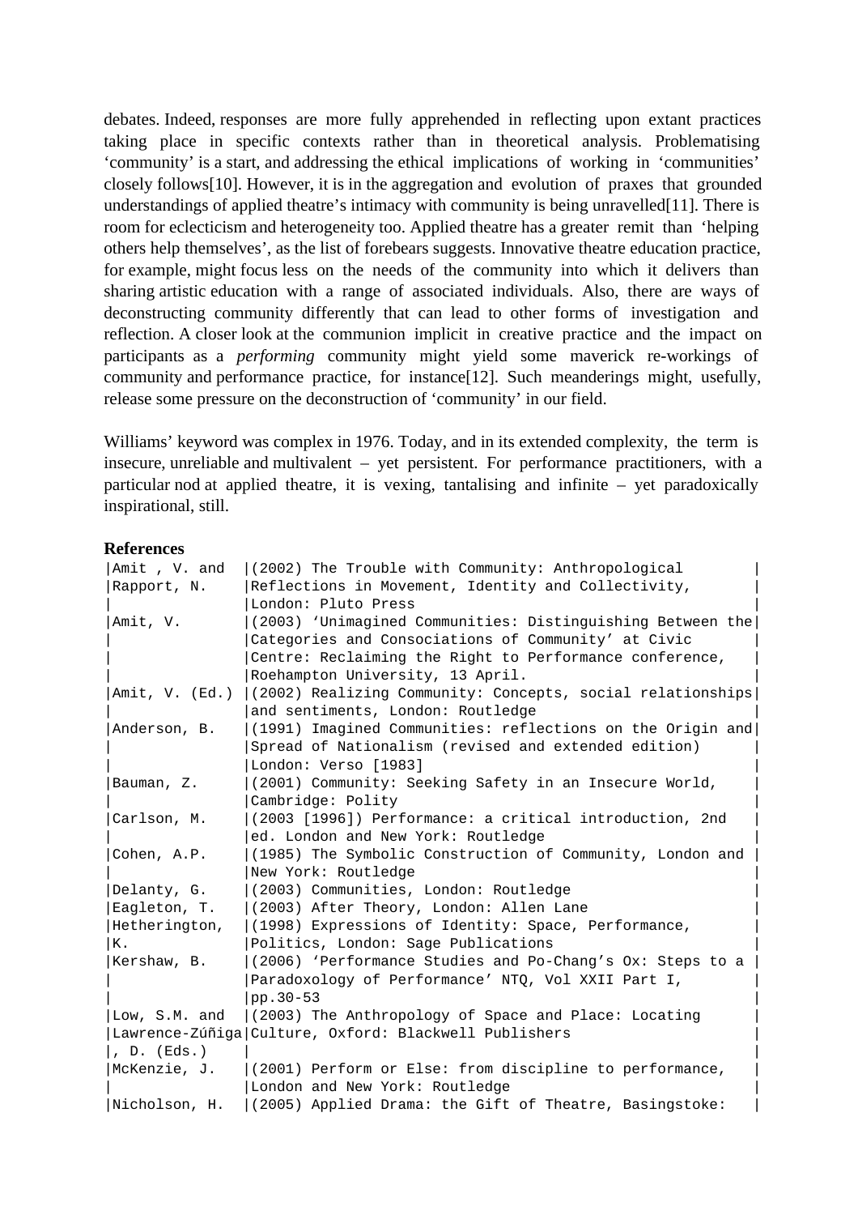debates. Indeed, responses are more fully apprehended in reflecting upon extant practices taking place in specific contexts rather than in theoretical analysis. Problematising 'community' is a start, and addressing the ethical implications of working in 'communities' closely follows[10]. However, it is in the aggregation and evolution of praxes that grounded understandings of applied theatre's intimacy with community is being unravelled[11]. There is room for eclecticism and heterogeneity too. Applied theatre has a greater remit than 'helping others help themselves', as the list of forebears suggests. Innovative theatre education practice, for example, might focus less on the needs of the community into which it delivers than sharing artistic education with a range of associated individuals. Also, there are ways of deconstructing community differently that can lead to other forms of investigation and reflection. A closer look at the communion implicit in creative practice and the impact on participants as a *performing* community might yield some maverick re-workings of community and performance practice, for instance[12]. Such meanderings might, usefully, release some pressure on the deconstruction of 'community' in our field.

Williams' keyword was complex in 1976. Today, and in its extended complexity, the term is insecure, unreliable and multivalent – yet persistent. For performance practitioners, with a particular nod at applied theatre, it is vexing, tantalising and infinite – yet paradoxically inspirational, still.

**References**

| | |
|---|---|
| Amit , V. and Rapport, N. | (2002) The Trouble with Community: Anthropological Reflections in Movement, Identity and Collectivity, London: Pluto Press |
| Amit, V. | (2003) 'Unimagined Communities: Distinguishing Between the Categories and Consociations of Community' at Civic Centre: Reclaiming the Right to Performance conference, Roehampton University, 13 April. |
| Amit, V. (Ed.) | (2002) Realizing Community: Concepts, social relationships and sentiments, London: Routledge |
| Anderson, B. | (1991) Imagined Communities: reflections on the Origin and Spread of Nationalism (revised and extended edition) London: Verso [1983] |
| Bauman, Z. | (2001) Community: Seeking Safety in an Insecure World, Cambridge: Polity |
| Carlson, M. | (2003 [1996]) Performance: a critical introduction, 2nd ed. London and New York: Routledge |
| Cohen, A.P. | (1985) The Symbolic Construction of Community, London and New York: Routledge |
| Delanty, G. | (2003) Communities, London: Routledge |
| Eagleton, T. | (2003) After Theory, London: Allen Lane |
| Hetherington, K. | (1998) Expressions of Identity: Space, Performance, Politics, London: Sage Publications |
| Kershaw, B. | (2006) 'Performance Studies and Po-Chang's Ox: Steps to a Paradoxology of Performance' NTQ, Vol XXII Part I, pp.30-53 |
| Low, S.M. and Lawrence-Zúñiga, D. (Eds.) | (2003) The Anthropology of Space and Place: Locating Culture, Oxford: Blackwell Publishers |
| McKenzie, J. | (2001) Perform or Else: from discipline to performance, London and New York: Routledge |
| Nicholson, H. | (2005) Applied Drama: the Gift of Theatre, Basingstoke: |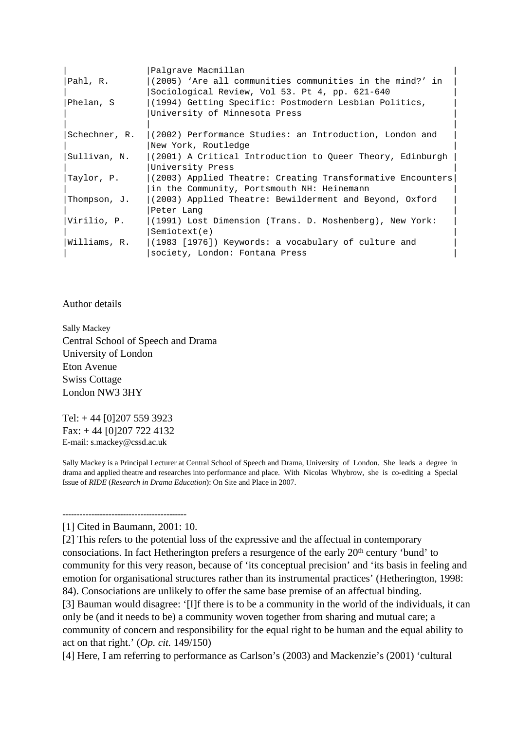| | |
|---|---|
| | Palgrave Macmillan |
| Pahl, R. | (2005) 'Are all communities communities in the mind?' in Sociological Review, Vol 53. Pt 4, pp. 621-640 |
| Phelan, S | (1994) Getting Specific: Postmodern Lesbian Politics, University of Minnesota Press |
| | |
| Schechner, R. | (2002) Performance Studies: an Introduction, London and New York, Routledge |
| Sullivan, N. | (2001) A Critical Introduction to Queer Theory, Edinburgh University Press |
| Taylor, P. | (2003) Applied Theatre: Creating Transformative Encounters in the Community, Portsmouth NH: Heinemann |
| Thompson, J. | (2003) Applied Theatre: Bewilderment and Beyond, Oxford Peter Lang |
| Virilio, P. | (1991) Lost Dimension (Trans. D. Moshenberg), New York: Semiotext(e) |
| Williams, R. | (1983 [1976]) Keywords: a vocabulary of culture and society, London: Fontana Press |

Author details

Sally Mackey
Central School of Speech and Drama
University of London
Eton Avenue
Swiss Cottage
London NW3 3HY

Tel: + 44 [0]207 559 3923
Fax: + 44 [0]207 722 4132
E-mail: s.mackey@cssd.ac.uk

Sally Mackey is a Principal Lecturer at Central School of Speech and Drama, University of London. She leads a degree in drama and applied theatre and researches into performance and place. With Nicolas Whybrow, she is co-editing a Special Issue of *RIDE* (*Research in Drama Education*): On Site and Place in 2007.

------------------------------------------

[1] Cited in Baumann, 2001: 10.

[2] This refers to the potential loss of the expressive and the affectual in contemporary consociations. In fact Hetherington prefers a resurgence of the early 20th century 'bund' to community for this very reason, because of 'its conceptual precision' and 'its basis in feeling and emotion for organisational structures rather than its instrumental practices' (Hetherington, 1998: 84). Consociations are unlikely to offer the same base premise of an affectual binding.

[3] Bauman would disagree: '[I]f there is to be a community in the world of the individuals, it can only be (and it needs to be) a community woven together from sharing and mutual care; a community of concern and responsibility for the equal right to be human and the equal ability to act on that right.' (*Op. cit.* 149/150)

[4] Here, I am referring to performance as Carlson's (2003) and Mackenzie's (2001) 'cultural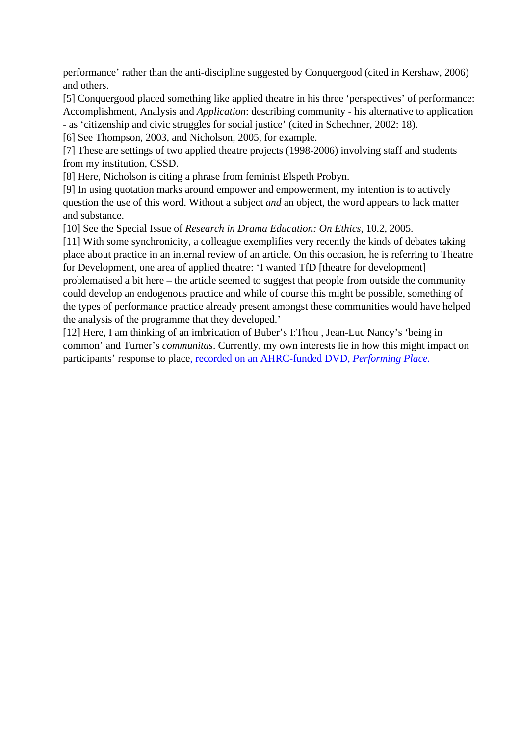performance' rather than the anti-discipline suggested by Conquergood (cited in Kershaw, 2006) and others.

[5] Conquergood placed something like applied theatre in his three 'perspectives' of performance: Accomplishment, Analysis and *Application*: describing community - his alternative to application - as 'citizenship and civic struggles for social justice' (cited in Schechner, 2002: 18).

[6] See Thompson, 2003, and Nicholson, 2005, for example.

[7] These are settings of two applied theatre projects (1998-2006) involving staff and students from my institution, CSSD.

[8] Here, Nicholson is citing a phrase from feminist Elspeth Probyn.

[9] In using quotation marks around empower and empowerment, my intention is to actively question the use of this word. Without a subject *and* an object, the word appears to lack matter and substance.

[10] See the Special Issue of *Research in Drama Education: On Ethics*, 10.2, 2005.

[11] With some synchronicity, a colleague exemplifies very recently the kinds of debates taking place about practice in an internal review of an article. On this occasion, he is referring to Theatre for Development, one area of applied theatre: 'I wanted TfD [theatre for development] problematised a bit here – the article seemed to suggest that people from outside the community could develop an endogenous practice and while of course this might be possible, something of the types of performance practice already present amongst these communities would have helped the analysis of the programme that they developed.'

[12] Here, I am thinking of an imbrication of Buber's I:Thou , Jean-Luc Nancy's 'being in common' and Turner's *communitas*. Currently, my own interests lie in how this might impact on participants' response to place, recorded on an AHRC-funded DVD, *Performing Place.*